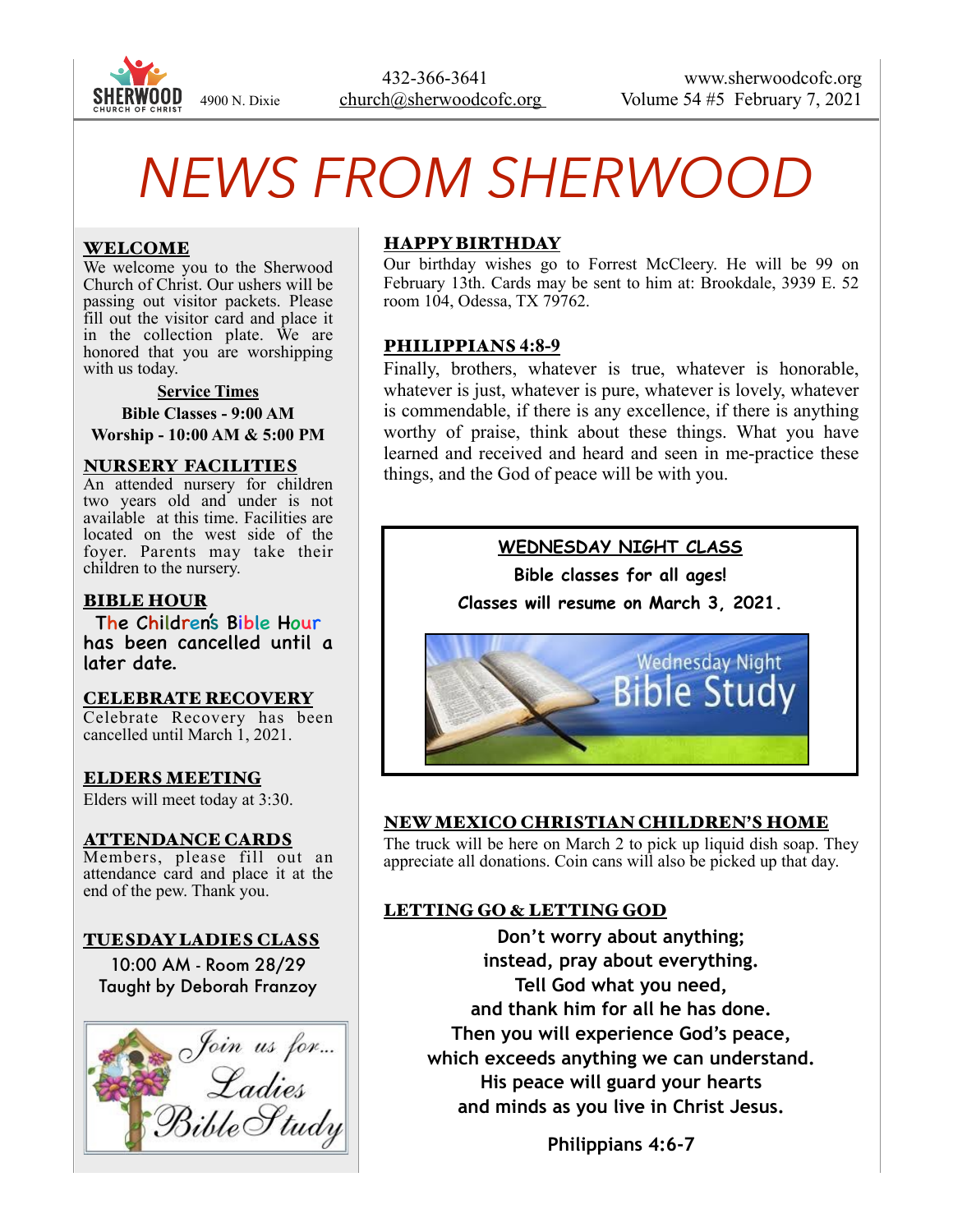SHERWOOD CHURCH OF CHRIST 4900 N. Dixie

432-366-3641
church@sherwoodcofc.org

www.sherwoodcofc.org
Volume 54 #5 February 7, 2021

# NEWS FROM SHERWOOD

## WELCOME

We welcome you to the Sherwood Church of Christ. Our ushers will be passing out visitor packets. Please fill out the visitor card and place it in the collection plate. We are honored that you are worshipping with us today.

**Service Times**

**Bible Classes - 9:00 AM**

**Worship - 10:00 AM & 5:00 PM**

## NURSERY FACILITIES

An attended nursery for children two years old and under is not available at this time. Facilities are located on the west side of the foyer. Parents may take their children to the nursery.

## BIBLE HOUR

The Children's Bible Hour has been cancelled until a later date.

## CELEBRATE RECOVERY

Celebrate Recovery has been cancelled until March 1, 2021.

## ELDERS MEETING

Elders will meet today at 3:30.

## ATTENDANCE CARDS

Members, please fill out an attendance card and place it at the end of the pew. Thank you.

## TUESDAY LADIES CLASS

10:00 AM - Room 28/29
Taught by Deborah Franzoy

Join us for... Ladies Bible Study

## HAPPY BIRTHDAY

Our birthday wishes go to Forrest McCleery. He will be 99 on February 13th. Cards may be sent to him at: Brookdale, 3939 E. 52 room 104, Odessa, TX 79762.

## PHILIPPIANS 4:8-9

Finally, brothers, whatever is true, whatever is honorable, whatever is just, whatever is pure, whatever is lovely, whatever is commendable, if there is any excellence, if there is anything worthy of praise, think about these things. What you have learned and received and heard and seen in me-practice these things, and the God of peace will be with you.

## WEDNESDAY NIGHT CLASS

**Bible classes for all ages!**

**Classes will resume on March 3, 2021.**

Wednesday Night Bible Study

## NEW MEXICO CHRISTIAN CHILDREN'S HOME

The truck will be here on March 2 to pick up liquid dish soap. They appreciate all donations. Coin cans will also be picked up that day.

## LETTING GO & LETTING GOD

**Don't worry about anything;**
**instead, pray about everything.**
**Tell God what you need,**
**and thank him for all he has done.**
**Then you will experience God's peace,**
**which exceeds anything we can understand.**
**His peace will guard your hearts**
**and minds as you live in Christ Jesus.**

**Philippians 4:6-7**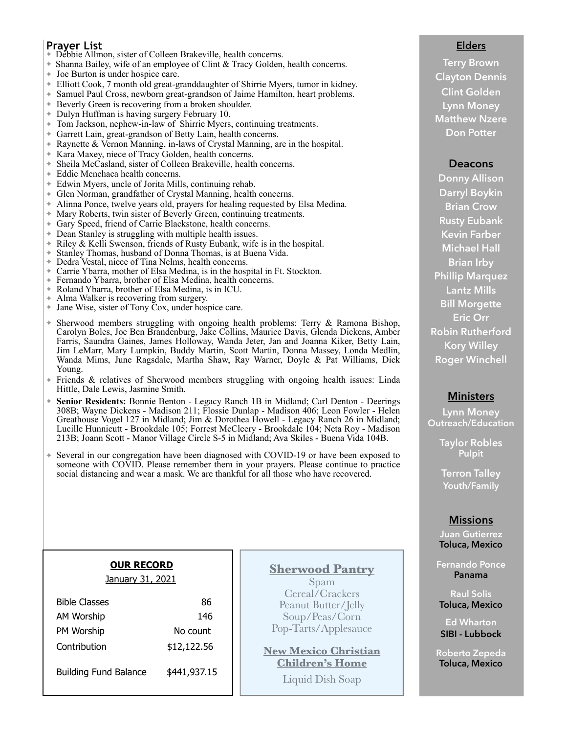## Prayer List

- Debbie Allmon, sister of Colleen Brakeville, health concerns.
- Shanna Bailey, wife of an employee of Clint & Tracy Golden, health concerns.
- Joe Burton is under hospice care.
- Elliott Cook, 7 month old great-granddaughter of Shirrie Myers, tumor in kidney.
- Samuel Paul Cross, newborn great-grandson of Jaime Hamilton, heart problems.
- Beverly Green is recovering from a broken shoulder.
- Dulyn Huffman is having surgery February 10.
- Tom Jackson, nephew-in-law of Shirrie Myers, continuing treatments.
- Garrett Lain, great-grandson of Betty Lain, health concerns.
- Raynette & Vernon Manning, in-laws of Crystal Manning, are in the hospital.
- Kara Maxey, niece of Tracy Golden, health concerns.
- Sheila McCasland, sister of Colleen Brakeville, health concerns.
- Eddie Menchaca health concerns.
- Edwin Myers, uncle of Jorita Mills, continuing rehab.
- Glen Norman, grandfather of Crystal Manning, health concerns.
- Alinna Ponce, twelve years old, prayers for healing requested by Elsa Medina.
- Mary Roberts, twin sister of Beverly Green, continuing treatments.
- Gary Speed, friend of Carrie Blackstone, health concerns.
- Dean Stanley is struggling with multiple health issues.
- Riley & Kelli Swenson, friends of Rusty Eubank, wife is in the hospital.
- Stanley Thomas, husband of Donna Thomas, is at Buena Vida.
- Dedra Vestal, niece of Tina Nelms, health concerns.
- Carrie Ybarra, mother of Elsa Medina, is in the hospital in Ft. Stockton.
- Fernando Ybarra, brother of Elsa Medina, health concerns.
- Roland Ybarra, brother of Elsa Medina, is in ICU.
- Alma Walker is recovering from surgery.
- Jane Wise, sister of Tony Cox, under hospice care.

- Sherwood members struggling with ongoing health problems: Terry & Ramona Bishop, Carolyn Boles, Joe Ben Brandenburg, Jake Collins, Maurice Davis, Glenda Dickens, Amber Farris, Saundra Gaines, James Holloway, Wanda Jeter, Jan and Joanna Kiker, Betty Lain, Jim LeMarr, Mary Lumpkin, Buddy Martin, Scott Martin, Donna Massey, Londa Medlin, Wanda Mims, June Ragsdale, Martha Shaw, Ray Warner, Doyle & Pat Williams, Dick Young.
- Friends & relatives of Sherwood members struggling with ongoing health issues: Linda Hittle, Dale Lewis, Jasmine Smith.
- **Senior Residents:** Bonnie Benton - Legacy Ranch 1B in Midland; Carl Denton - Deerings 308B; Wayne Dickens - Madison 211; Flossie Dunlap - Madison 406; Leon Fowler - Helen Greathouse Vogel 127 in Midland; Jim & Dorothea Howell - Legacy Ranch 26 in Midland; Lucille Hunnicutt - Brookdale 105; Forrest McCleery - Brookdale 104; Neta Roy - Madison 213B; Joann Scott - Manor Village Circle S-5 in Midland; Ava Skiles - Buena Vida 104B.
- Several in our congregation have been diagnosed with COVID-19 or have been exposed to someone with COVID. Please remember them in your prayers. Please continue to practice social distancing and wear a mask. We are thankful for all those who have recovered.

### OUR RECORD

January 31, 2021

| | |
|---|---|
| Bible Classes | 86 |
| AM Worship | 146 |
| PM Worship | No count |
| Contribution | $12,122.56 |
| Building Fund Balance | $441,937.15 |

### Sherwood Pantry

Spam
Cereal/Crackers
Peanut Butter/Jelly
Soup/Peas/Corn
Pop-Tarts/Applesauce

### New Mexico Christian Children's Home

Liquid Dish Soap

### Elders

Terry Brown
Clayton Dennis
Clint Golden
Lynn Money
Matthew Nzere
Don Potter

### Deacons

Donny Allison
Darryl Boykin
Brian Crow
Rusty Eubank
Kevin Farber
Michael Hall
Brian Irby
Phillip Marquez
Lantz Mills
Bill Morgette
Eric Orr
Robin Rutherford
Kory Willey
Roger Winchell

### Ministers

Lynn Money
Outreach/Education

Taylor Robles
Pulpit

Terron Talley
Youth/Family

### Missions

Juan Gutierrez
Toluca, Mexico

Fernando Ponce
Panama

Raul Solis
Toluca, Mexico

Ed Wharton
SIBI - Lubbock

Roberto Zepeda
Toluca, Mexico